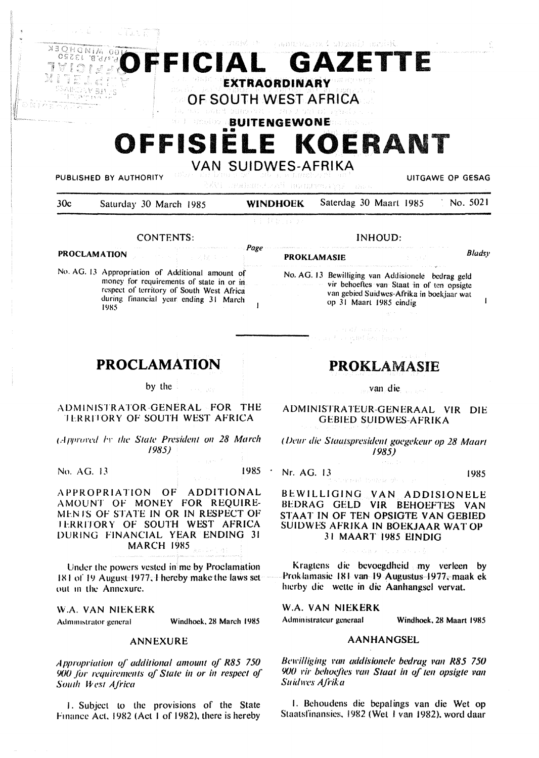# OFFICIAL GAZETTE EXTRAORDINARY OF SOUTH WEST AFRICA

# BUITENGEWONE OFFISIËLE KOERANT VAN SUIDWES-AFRIKA

PUBLISHED BY AUTHORITY — UITGAWE OP GESAG

30c — Saturday 30 March 1985 — WINDHOEK — Saterdag 30 Maart 1985 — No. 5021

## CONTENTS:

| PROCLAMATION | Page |
|---|---|
| No. AG. 13 Appropriation of Additional amount of money for requirements of state in or in respect of territory of South West Africa during financial year ending 31 March 1985 | 1 |

## INHOUD:

| PROKLAMASIE | Bladsy |
|---|---|
| No. AG. 13 Bewilliging van Addisionele bedrag geld vir behoeftes van Staat in of ten opsigte van gebied Suidwes-Afrika in boekjaar wat op 31 Maart 1985 eindig | 1 |

## PROCLAMATION

by the

ADMINISTRATOR-GENERAL FOR THE TERRITORY OF SOUTH WEST AFRICA

*(Approved by the State President on 28 March 1985)*

No. AG. 13 — 1985

APPROPRIATION OF ADDITIONAL AMOUNT OF MONEY FOR REQUIREMENTS OF STATE IN OR IN RESPECT OF TERRITORY OF SOUTH WEST AFRICA DURING FINANCIAL YEAR ENDING 31 MARCH 1985

Under the powers vested in me by Proclamation 181 of 19 August 1977, I hereby make the laws set out in the Annexure.

W.A. VAN NIEKERK
Administrator general — Windhoek, 28 March 1985

### ANNEXURE

*Appropriation of additional amount of R85 750 900 for requirements of State in or in respect of South West Africa*

1. Subject to the provisions of the State Finance Act, 1982 (Act 1 of 1982), there is hereby

## PROKLAMASIE

van die

ADMINISTRATEUR-GENERAAL VIR DIE GEBIED SUIDWES-AFRIKA

*(Deur die Staatspresident goegekeur op 28 Maart 1985)*

Nr. AG. 13 — 1985

BEWILLIGING VAN ADDISIONELE BEDRAG GELD VIR BEHOEFTES VAN STAAT IN OF TEN OPSIGTE VAN GEBIED SUIDWES AFRIKA IN BOEKJAAR WAT OP 31 MAART 1985 EINDIG

Kragtens die bevoegdheid my verleen by Proklamasie 181 van 19 Augustus 1977, maak ek hierby die wette in die Aanhangsel vervat.

W.A. VAN NIEKERK
Administrateur generaal — Windhoek, 28 Maart 1985

### AANHANGSEL

*Bewilliging van addisionele bedrag van R85 750 900 vir behoeftes van Staat in of ten opsigte van Suidwes Afrika*

1. Behoudens die bepalings van die Wet op Staatsfinansies, 1982 (Wet 1 van 1982), word daar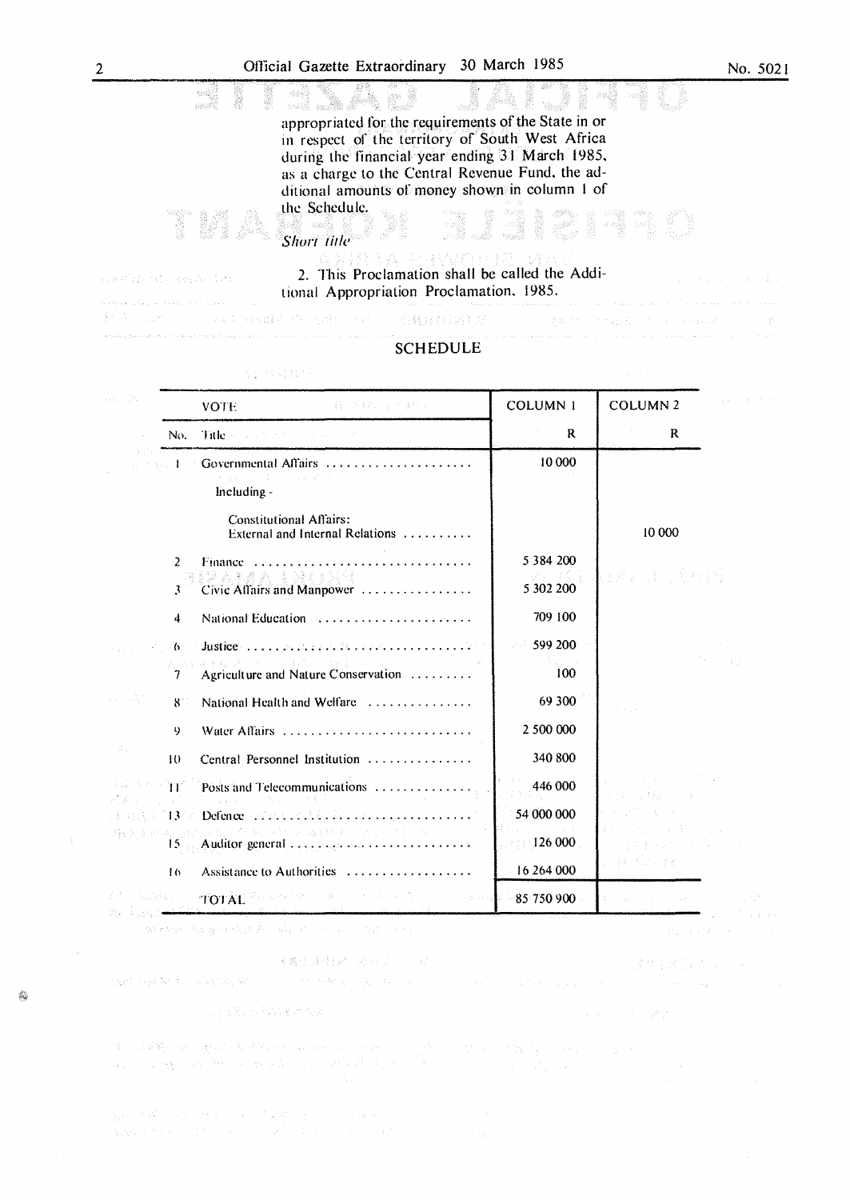appropriated for the requirements of the State in or in respect of the territory of South West Africa during the financial year ending 31 March 1985, as a charge to the Central Revenue Fund, the additional amounts of money shown in column 1 of the Schedule.

*Short title*

2. This Proclamation shall be called the Additional Appropriation Proclamation, 1985.

## SCHEDULE

| VOTE | | COLUMN 1 | COLUMN 2 |
|---|---|---|---|
| No. | Title | R | R |
| 1 | Governmental Affairs | 10 000 | |
| | Including - | | |
| | Constitutional Affairs: External and Internal Relations | | 10 000 |
| 2 | Finance | 5 384 200 | |
| 3 | Civic Affairs and Manpower | 5 302 200 | |
| 4 | National Education | 709 100 | |
| 6 | Justice | 599 200 | |
| 7 | Agriculture and Nature Conservation | 100 | |
| 8 | National Health and Welfare | 69 300 | |
| 9 | Water Affairs | 2 500 000 | |
| 10 | Central Personnel Institution | 340 800 | |
| 11 | Posts and Telecommunications | 446 000 | |
| 13 | Defence | 54 000 000 | |
| 15 | Auditor general | 126 000 | |
| 16 | Assistance to Authorities | 16 264 000 | |
| | TOTAL | 85 750 900 | |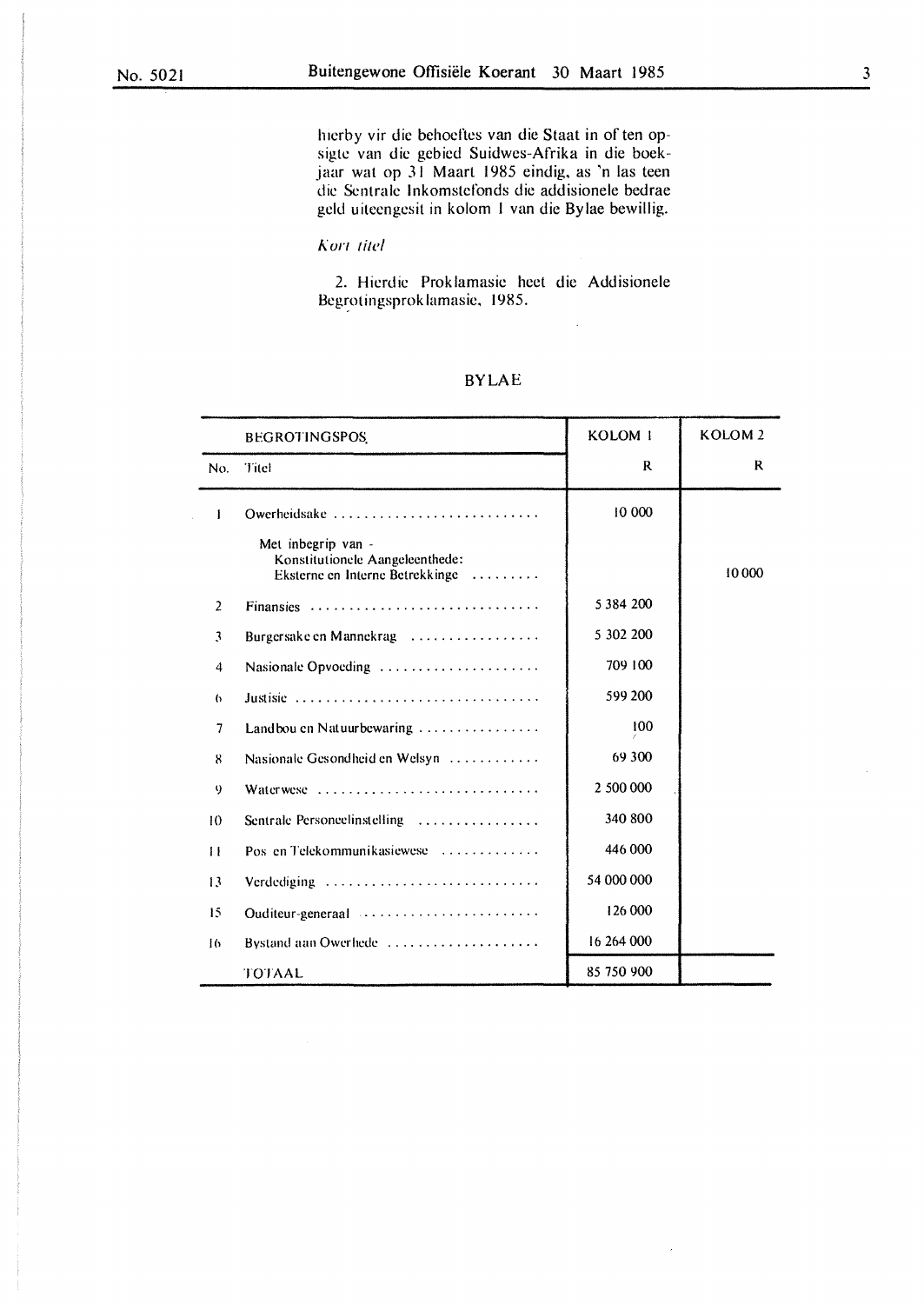hierby vir die behoeftes van die Staat in of ten opsigte van die gebied Suidwes-Afrika in die boekjaar wat op 31 Maart 1985 eindig, as 'n las teen die Sentrale Inkomstefonds die addisionele bedrae geld uiteengesit in kolom 1 van die Bylae bewillig.

*Kort titel*

2. Hierdie Proklamasie heet die Addisionele Begrotingsproklamasie, 1985.

## BYLAE

| BEGROTINGSPOS | | KOLOM 1 | KOLOM 2 |
|---|---|---|---|
| No. | Titel | R | R |
| 1 | Owerheidsake ........................... | 10 000 | |
| | Met inbegrip van - Konstitutionele Aangeleenthede: Eksterne en Interne Betrekkinge ......... | | 10 000 |
| 2 | Finansies .............................. | 5 384 200 | |
| 3 | Burgersake en Mannekrag ................. | 5 302 200 | |
| 4 | Nasionale Opvoeding ..................... | 709 100 | |
| 6 | Justisie ................................ | 599 200 | |
| 7 | Landbou en Natuurbewaring ................ | 100 | |
| 8 | Nasionale Gesondheid en Welsyn ............ | 69 300 | |
| 9 | Waterwese ............................. | 2 500 000 | |
| 10 | Sentrale Personeelinstelling ................ | 340 800 | |
| 11 | Pos en Telekommunikasiewese ............. | 446 000 | |
| 13 | Verdediging ........................... | 54 000 000 | |
| 15 | Ouditeur-generaal ....................... | 126 000 | |
| 16 | Bystand aan Owerhede .................... | 16 264 000 | |
| | TOTAAL | 85 750 900 | |